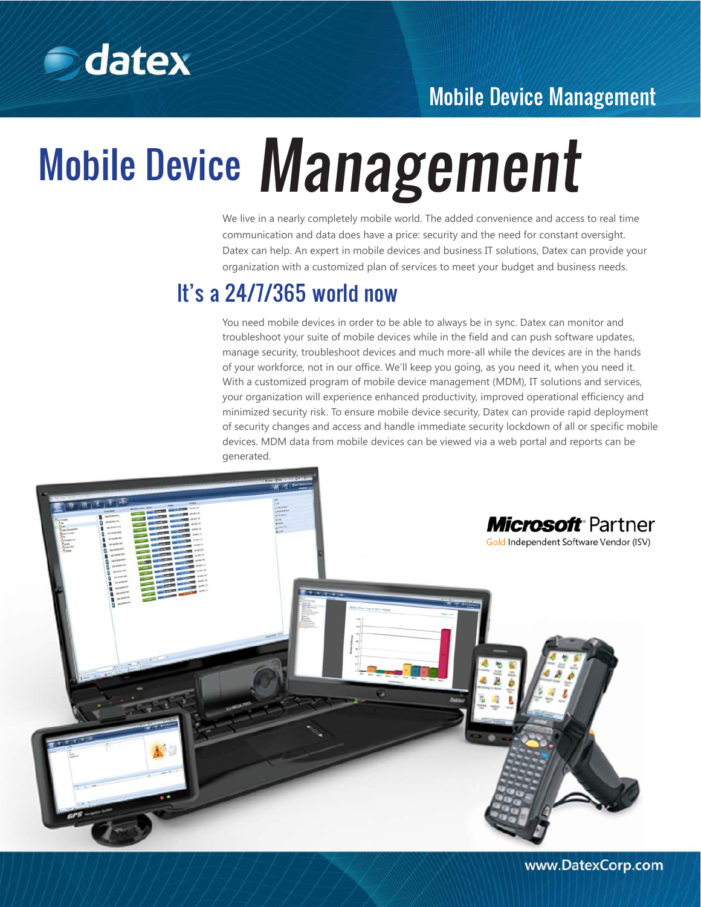datex

Mobile Device Management

# Mobile Device *Management*

We live in a nearly completely mobile world. The added convenience and access to real time communication and data does have a price: security and the need for constant oversight. Datex can help. An expert in mobile devices and business IT solutions, Datex can provide your organization with a customized plan of services to meet your budget and business needs.

## It's a 24/7/365 world now

You need mobile devices in order to be able to always be in sync. Datex can monitor and troubleshoot your suite of mobile devices while in the field and can push software updates, manage security, troubleshoot devices and much more-all while the devices are in the hands of your workforce, not in our office. We'll keep you going, as you need it, when you need it. With a customized program of mobile device management (MDM), IT solutions and services, your organization will experience enhanced productivity, improved operational efficiency and minimized security risk. To ensure mobile device security, Datex can provide rapid deployment of security changes and access and handle immediate security lockdown of all or specific mobile devices. MDM data from mobile devices can be viewed via a web portal and reports can be generated.

**Microsoft** Partner
Gold Independent Software Vendor (ISV)

www.DatexCorp.com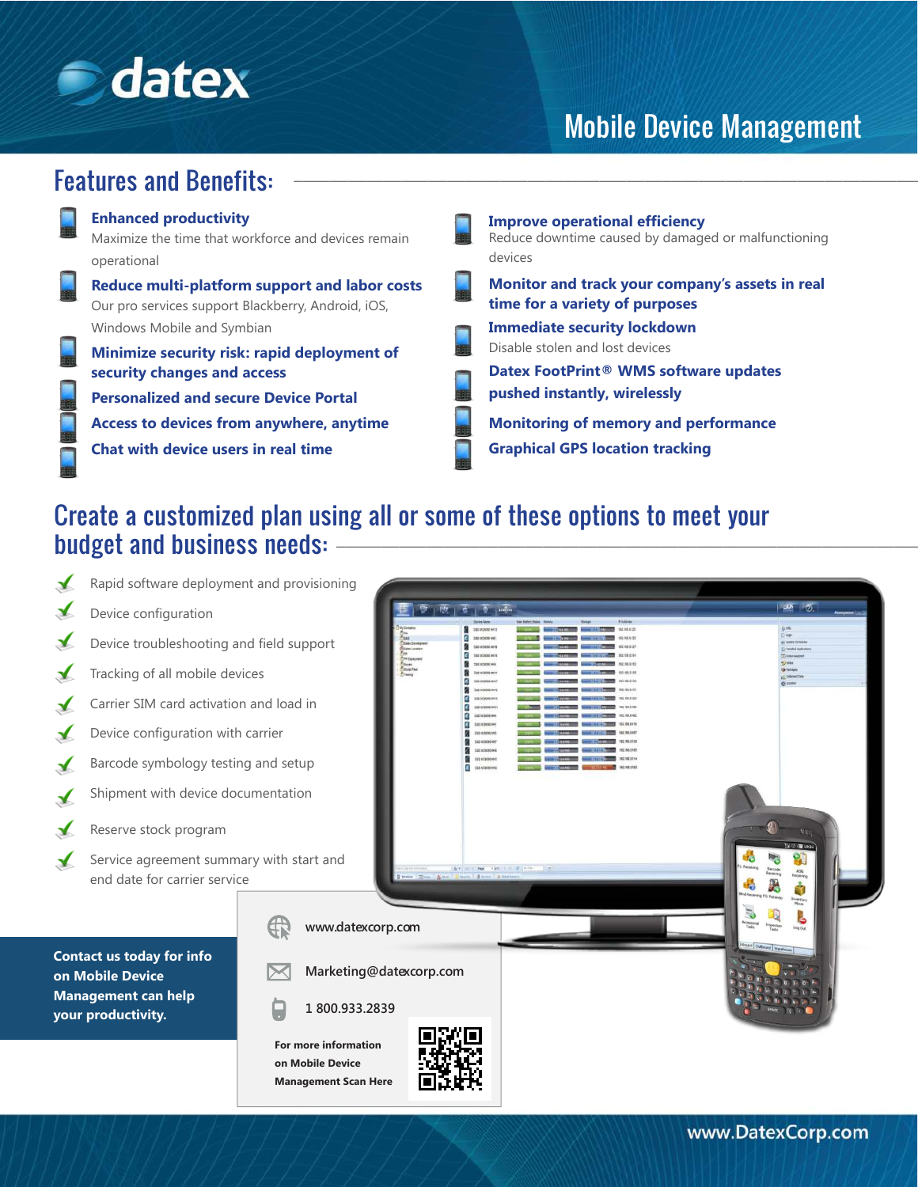# datex

## Mobile Device Management

## Features and Benefits:

- **Enhanced productivity**
  Maximize the time that workforce and devices remain operational
- **Reduce multi-platform support and labor costs**
  Our pro services support Blackberry, Android, iOS, Windows Mobile and Symbian
- **Minimize security risk: rapid deployment of security changes and access**
- **Personalized and secure Device Portal**
- **Access to devices from anywhere, anytime**
- **Chat with device users in real time**
- **Improve operational efficiency**
  Reduce downtime caused by damaged or malfunctioning devices
- **Monitor and track your company's assets in real time for a variety of purposes**
- **Immediate security lockdown**
  Disable stolen and lost devices
- **Datex FootPrint® WMS software updates pushed instantly, wirelessly**
- **Monitoring of memory and performance**
- **Graphical GPS location tracking**

## Create a customized plan using all or some of these options to meet your budget and business needs:

- Rapid software deployment and provisioning
- Device configuration
- Device troubleshooting and field support
- Tracking of all mobile devices
- Carrier SIM card activation and load in
- Device configuration with carrier
- Barcode symbology testing and setup
- Shipment with device documentation
- Reserve stock program
- Service agreement summary with start and end date for carrier service

**Contact us today for info on Mobile Device Management can help your productivity.**

www.datexcorp.com

Marketing@datexcorp.com

1 800.933.2839

**For more information on Mobile Device Management Scan Here**

www.DatexCorp.com